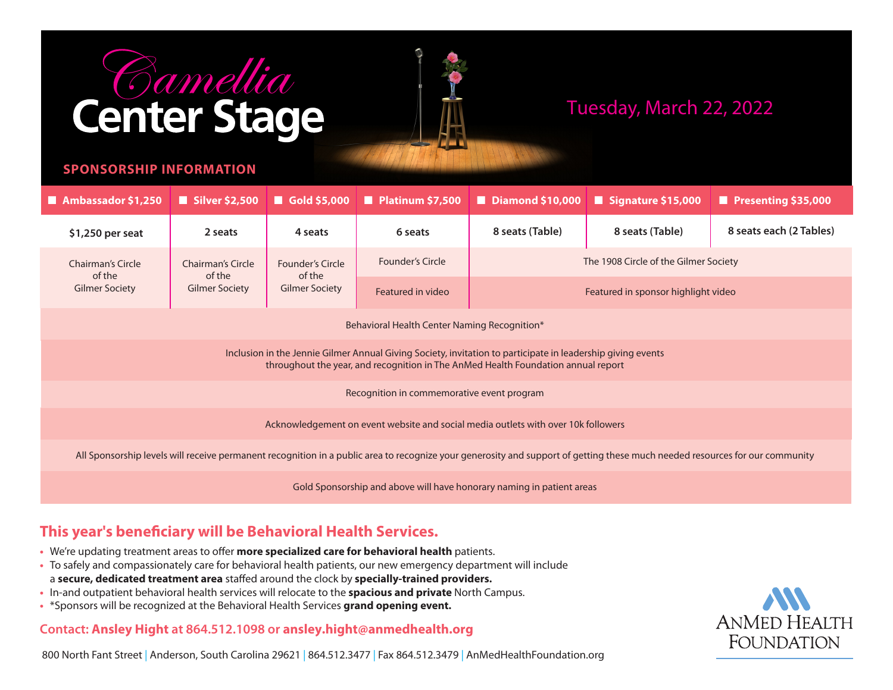# Camellia Center Stage

Tuesday, March 22, 2022

## SPONSORSHIP INFORMATION

| Ambassador $1,250 | Silver $2,500 | Gold $5,000 | Platinum $7,500 | Diamond $10,000 | Signature $15,000 | Presenting $35,000 |
|---|---|---|---|---|---|---|
| $1,250 per seat | 2 seats | 4 seats | 6 seats | 8 seats (Table) | 8 seats (Table) | 8 seats each (2 Tables) |
| Chairman's Circle of the Gilmer Society | Chairman's Circle of the Gilmer Society | Founder's Circle of the Gilmer Society | Founder's Circle | The 1908 Circle of the Gilmer Society | | |
| | | | Featured in video | Featured in sponsor highlight video | | |
| Behavioral Health Center Naming Recognition* | | | | | | |
| Inclusion in the Jennie Gilmer Annual Giving Society, invitation to participate in leadership giving events throughout the year, and recognition in The AnMed Health Foundation annual report | | | | | | |
| Recognition in commemorative event program | | | | | | |
| Acknowledgement on event website and social media outlets with over 10k followers | | | | | | |
| All Sponsorship levels will receive permanent recognition in a public area to recognize your generosity and support of getting these much needed resources for our community | | | | | | |
| Gold Sponsorship and above will have honorary naming in patient areas | | | | | | |

## This year's beneficiary will be Behavioral Health Services.

- We're updating treatment areas to offer **more specialized care for behavioral health** patients.
- To safely and compassionately care for behavioral health patients, our new emergency department will include a **secure, dedicated treatment area** staffed around the clock by **specially-trained providers.**
- In-and outpatient behavioral health services will relocate to the **spacious and private** North Campus.
- *Sponsors will be recognized at the Behavioral Health Services **grand opening event.**

**Contact: Ansley Hight at 864.512.1098 or ansley.hight@anmedhealth.org**

800 North Fant Street | Anderson, South Carolina 29621 | 864.512.3477 | Fax 864.512.3479 | AnMedHealthFoundation.org

AnMed Health Foundation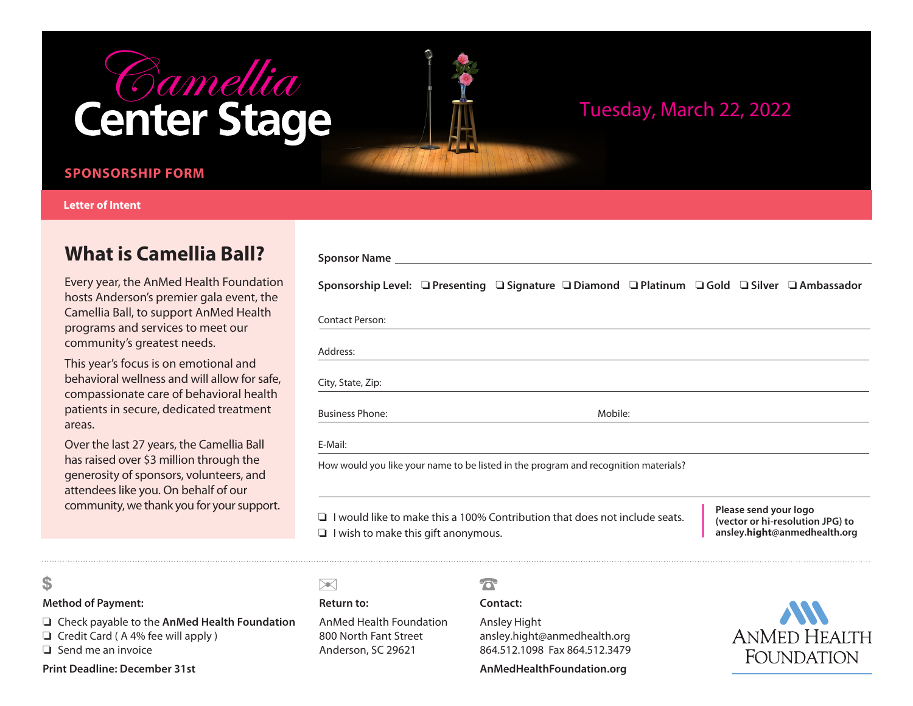# Camellia Center Stage

Tuesday, March 22, 2022

**SPONSORSHIP FORM**

**Letter of Intent**

## What is Camellia Ball?

Every year, the AnMed Health Foundation hosts Anderson's premier gala event, the Camellia Ball, to support AnMed Health programs and services to meet our community's greatest needs.

This year's focus is on emotional and behavioral wellness and will allow for safe, compassionate care of behavioral health patients in secure, dedicated treatment areas.

Over the last 27 years, the Camellia Ball has raised over $3 million through the generosity of sponsors, volunteers, and attendees like you. On behalf of our community, we thank you for your support.

**Sponsor Name** ______________________________

**Sponsorship Level:** ❑ Presenting ❑ Signature ❑ Diamond ❑ Platinum ❑ Gold ❑ Silver ❑ Ambassador

Contact Person: ______________________________

Address: ______________________________

City, State, Zip: ______________________________

Business Phone: ______________________________ Mobile: ______________________________

E-Mail: ______________________________

How would you like your name to be listed in the program and recognition materials?

______________________________

❑ I would like to make this a 100% Contribution that does not include seats.
❑ I wish to make this gift anonymous.

**Please send your logo (vector or hi-resolution JPG) to ansley.hight@anmedhealth.org**

$

**Method of Payment:**

- ❑ Check payable to the **AnMed Health Foundation**
- ❑ Credit Card ( A 4% fee will apply )
- ❑ Send me an invoice

**Print Deadline: December 31st**

**Return to:**

AnMed Health Foundation
800 North Fant Street
Anderson, SC 29621

**Contact:**

Ansley Hight
ansley.hight@anmedhealth.org
864.512.1098 Fax 864.512.3479

**AnMedHealthFoundation.org**

AnMed Health Foundation